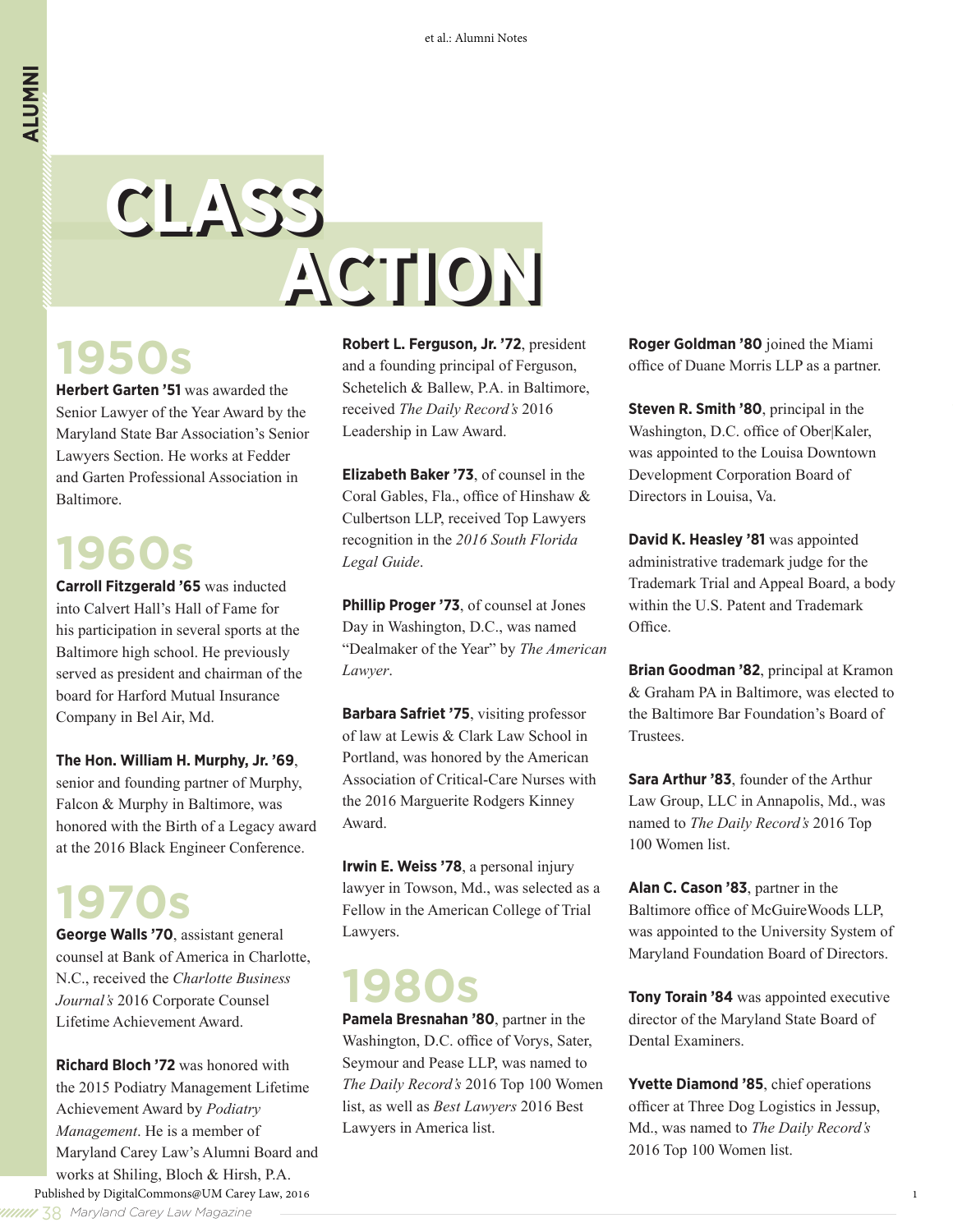# CLASS ACTION

## 1950s

**Herbert Garten '51** was awarded the Senior Lawyer of the Year Award by the Maryland State Bar Association's Senior Lawyers Section. He works at Fedder and Garten Professional Association in Baltimore.

## 1960s

**Carroll Fitzgerald '65** was inducted into Calvert Hall's Hall of Fame for his participation in several sports at the Baltimore high school. He previously served as president and chairman of the board for Harford Mutual Insurance Company in Bel Air, Md.

**The Hon. William H. Murphy, Jr. '69**, senior and founding partner of Murphy, Falcon & Murphy in Baltimore, was honored with the Birth of a Legacy award at the 2016 Black Engineer Conference.

## 1970s

**George Walls '70**, assistant general counsel at Bank of America in Charlotte, N.C., received the *Charlotte Business Journal's* 2016 Corporate Counsel Lifetime Achievement Award.

**Richard Bloch '72** was honored with the 2015 Podiatry Management Lifetime Achievement Award by *Podiatry Management*. He is a member of Maryland Carey Law's Alumni Board and works at Shiling, Bloch & Hirsh, P.A.

**Robert L. Ferguson, Jr. '72**, president and a founding principal of Ferguson, Schetelich & Ballew, P.A. in Baltimore, received *The Daily Record's* 2016 Leadership in Law Award.

**Elizabeth Baker '73**, of counsel in the Coral Gables, Fla., office of Hinshaw & Culbertson LLP, received Top Lawyers recognition in the *2016 South Florida Legal Guide*.

**Phillip Proger '73**, of counsel at Jones Day in Washington, D.C., was named "Dealmaker of the Year" by *The American Lawyer*.

**Barbara Safriet '75**, visiting professor of law at Lewis & Clark Law School in Portland, was honored by the American Association of Critical-Care Nurses with the 2016 Marguerite Rodgers Kinney Award.

**Irwin E. Weiss '78**, a personal injury lawyer in Towson, Md., was selected as a Fellow in the American College of Trial Lawyers.

## 1980s

**Pamela Bresnahan '80**, partner in the Washington, D.C. office of Vorys, Sater, Seymour and Pease LLP, was named to *The Daily Record's* 2016 Top 100 Women list, as well as *Best Lawyers* 2016 Best Lawyers in America list.

**Roger Goldman '80** joined the Miami office of Duane Morris LLP as a partner.

**Steven R. Smith '80**, principal in the Washington, D.C. office of Ober|Kaler, was appointed to the Louisa Downtown Development Corporation Board of Directors in Louisa, Va.

**David K. Heasley '81** was appointed administrative trademark judge for the Trademark Trial and Appeal Board, a body within the U.S. Patent and Trademark Office.

**Brian Goodman '82**, principal at Kramon & Graham PA in Baltimore, was elected to the Baltimore Bar Foundation's Board of Trustees.

**Sara Arthur '83**, founder of the Arthur Law Group, LLC in Annapolis, Md., was named to *The Daily Record's* 2016 Top 100 Women list.

**Alan C. Cason '83**, partner in the Baltimore office of McGuireWoods LLP, was appointed to the University System of Maryland Foundation Board of Directors.

**Tony Torain '84** was appointed executive director of the Maryland State Board of Dental Examiners.

**Yvette Diamond '85**, chief operations officer at Three Dog Logistics in Jessup, Md., was named to *The Daily Record's* 2016 Top 100 Women list.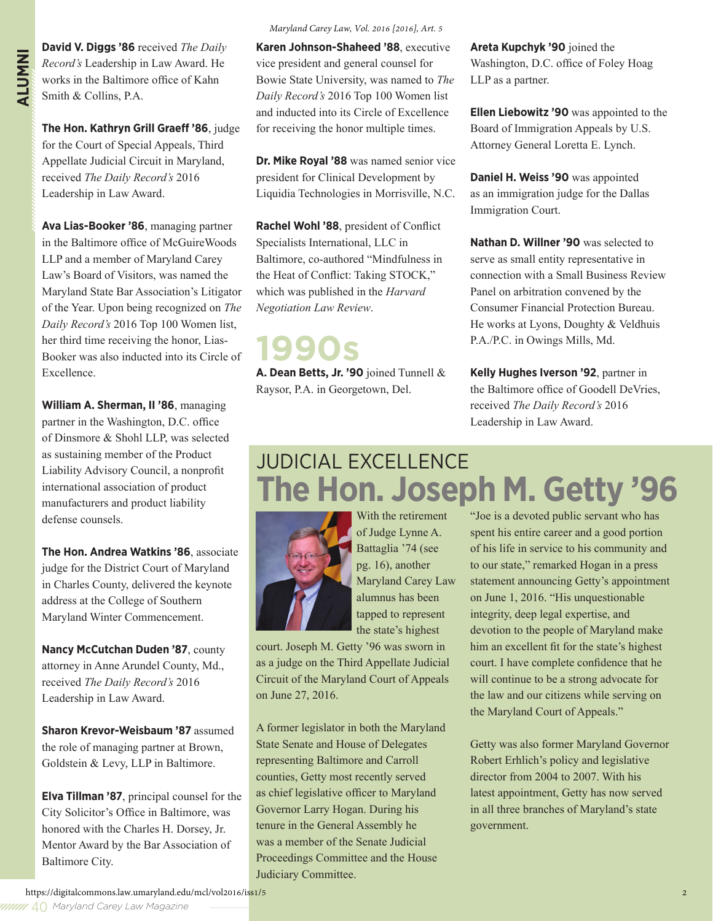David V. Diggs '86 received *The Daily Record's* Leadership in Law Award. He works in the Baltimore office of Kahn Smith & Collins, P.A.

**The Hon. Kathryn Grill Graeff '86**, judge for the Court of Special Appeals, Third Appellate Judicial Circuit in Maryland, received *The Daily Record's* 2016 Leadership in Law Award.

**Ava Lias-Booker '86**, managing partner in the Baltimore office of McGuireWoods LLP and a member of Maryland Carey Law's Board of Visitors, was named the Maryland State Bar Association's Litigator of the Year. Upon being recognized on *The Daily Record's* 2016 Top 100 Women list, her third time receiving the honor, Lias-Booker was also inducted into its Circle of Excellence.

**William A. Sherman, II '86**, managing partner in the Washington, D.C. office of Dinsmore & Shohl LLP, was selected as sustaining member of the Product Liability Advisory Council, a nonprofit international association of product manufacturers and product liability defense counsels.

**The Hon. Andrea Watkins '86**, associate judge for the District Court of Maryland in Charles County, delivered the keynote address at the College of Southern Maryland Winter Commencement.

**Nancy McCutchan Duden '87**, county attorney in Anne Arundel County, Md., received *The Daily Record's* 2016 Leadership in Law Award.

**Sharon Krevor-Weisbaum '87** assumed the role of managing partner at Brown, Goldstein & Levy, LLP in Baltimore.

**Elva Tillman '87**, principal counsel for the City Solicitor's Office in Baltimore, was honored with the Charles H. Dorsey, Jr. Mentor Award by the Bar Association of Baltimore City.

**Karen Johnson-Shaheed '88**, executive vice president and general counsel for Bowie State University, was named to *The Daily Record's* 2016 Top 100 Women list and inducted into its Circle of Excellence for receiving the honor multiple times.

**Dr. Mike Royal '88** was named senior vice president for Clinical Development by Liquidia Technologies in Morrisville, N.C.

**Rachel Wohl '88**, president of Conflict Specialists International, LLC in Baltimore, co-authored "Mindfulness in the Heat of Conflict: Taking STOCK," which was published in the *Harvard Negotiation Law Review*.

## 1990s

**A. Dean Betts, Jr. '90** joined Tunnell & Raysor, P.A. in Georgetown, Del.

**Areta Kupchyk '90** joined the Washington, D.C. office of Foley Hoag LLP as a partner.

**Ellen Liebowitz '90** was appointed to the Board of Immigration Appeals by U.S. Attorney General Loretta E. Lynch.

**Daniel H. Weiss '90** was appointed as an immigration judge for the Dallas Immigration Court.

**Nathan D. Willner '90** was selected to serve as small entity representative in connection with a Small Business Review Panel on arbitration convened by the Consumer Financial Protection Bureau. He works at Lyons, Doughty & Veldhuis P.A./P.C. in Owings Mills, Md.

**Kelly Hughes Iverson '92**, partner in the Baltimore office of Goodell DeVries, received *The Daily Record's* 2016 Leadership in Law Award.

## JUDICIAL EXCELLENCE
# The Hon. Joseph M. Getty '96

With the retirement of Judge Lynne A. Battaglia '74 (see pg. 16), another Maryland Carey Law alumnus has been tapped to represent the state's highest court. Joseph M. Getty '96 was sworn in as a judge on the Third Appellate Judicial Circuit of the Maryland Court of Appeals on June 27, 2016.

A former legislator in both the Maryland State Senate and House of Delegates representing Baltimore and Carroll counties, Getty most recently served as chief legislative officer to Maryland Governor Larry Hogan. During his tenure in the General Assembly he was a member of the Senate Judicial Proceedings Committee and the House Judiciary Committee.

"Joe is a devoted public servant who has spent his entire career and a good portion of his life in service to his community and to our state," remarked Hogan in a press statement announcing Getty's appointment on June 1, 2016. "His unquestionable integrity, deep legal expertise, and devotion to the people of Maryland make him an excellent fit for the state's highest court. I have complete confidence that he will continue to be a strong advocate for the law and our citizens while serving on the Maryland Court of Appeals."

Getty was also former Maryland Governor Robert Erhlich's policy and legislative director from 2004 to 2007. With his latest appointment, Getty has now served in all three branches of Maryland's state government.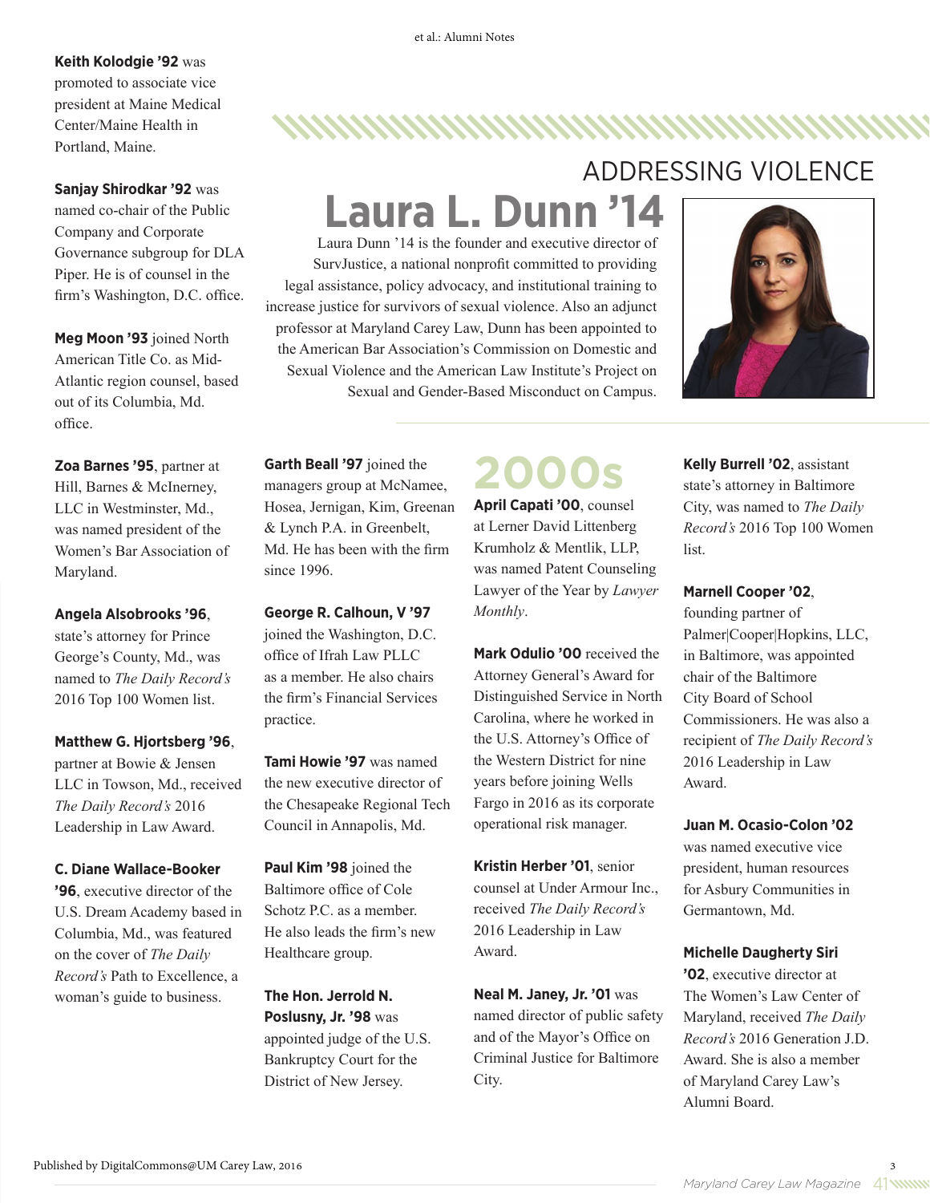**Keith Kolodgie ’92** was promoted to associate vice president at Maine Medical Center/Maine Health in Portland, Maine.

**Sanjay Shirodkar ’92** was named co-chair of the Public Company and Corporate Governance subgroup for DLA Piper. He is of counsel in the firm’s Washington, D.C. office.

**Meg Moon ’93** joined North American Title Co. as Mid-Atlantic region counsel, based out of its Columbia, Md. office.

## ADDRESSING VIOLENCE

# Laura L. Dunn ’14

Laura Dunn ’14 is the founder and executive director of SurvJustice, a national nonprofit committed to providing legal assistance, policy advocacy, and institutional training to increase justice for survivors of sexual violence. Also an adjunct professor at Maryland Carey Law, Dunn has been appointed to the American Bar Association’s Commission on Domestic and Sexual Violence and the American Law Institute’s Project on Sexual and Gender-Based Misconduct on Campus.

**Zoa Barnes ’95**, partner at Hill, Barnes & McInerney, LLC in Westminster, Md., was named president of the Women’s Bar Association of Maryland.

**Angela Alsobrooks ’96**, state’s attorney for Prince George’s County, Md., was named to *The Daily Record’s* 2016 Top 100 Women list.

**Matthew G. Hjortsberg ’96**, partner at Bowie & Jensen LLC in Towson, Md., received *The Daily Record’s* 2016 Leadership in Law Award.

**C. Diane Wallace-Booker ’96**, executive director of the U.S. Dream Academy based in Columbia, Md., was featured on the cover of *The Daily Record’s* Path to Excellence, a woman’s guide to business.

**Garth Beall ’97** joined the managers group at McNamee, Hosea, Jernigan, Kim, Greenan & Lynch P.A. in Greenbelt, Md. He has been with the firm since 1996.

**George R. Calhoun, V ’97** joined the Washington, D.C. office of Ifrah Law PLLC as a member. He also chairs the firm’s Financial Services practice.

**Tami Howie ’97** was named the new executive director of the Chesapeake Regional Tech Council in Annapolis, Md.

**Paul Kim ’98** joined the Baltimore office of Cole Schotz P.C. as a member. He also leads the firm’s new Healthcare group.

**The Hon. Jerrold N. Poslusny, Jr. ’98** was appointed judge of the U.S. Bankruptcy Court for the District of New Jersey.

## 2000s

**April Capati ’00**, counsel at Lerner David Littenberg Krumholz & Mentlik, LLP, was named Patent Counseling Lawyer of the Year by *Lawyer Monthly*.

**Mark Odulio ’00** received the Attorney General’s Award for Distinguished Service in North Carolina, where he worked in the U.S. Attorney’s Office of the Western District for nine years before joining Wells Fargo in 2016 as its corporate operational risk manager.

**Kristin Herber ’01**, senior counsel at Under Armour Inc., received *The Daily Record’s* 2016 Leadership in Law Award.

**Neal M. Janey, Jr. ’01** was named director of public safety and of the Mayor’s Office on Criminal Justice for Baltimore City.

**Kelly Burrell ’02**, assistant state’s attorney in Baltimore City, was named to *The Daily Record’s* 2016 Top 100 Women list.

**Marnell Cooper ’02**, founding partner of Palmer|Cooper|Hopkins, LLC, in Baltimore, was appointed chair of the Baltimore City Board of School Commissioners. He was also a recipient of *The Daily Record’s* 2016 Leadership in Law Award.

**Juan M. Ocasio-Colon ’02** was named executive vice president, human resources for Asbury Communities in Germantown, Md.

**Michelle Daugherty Siri ’02**, executive director at The Women’s Law Center of Maryland, received *The Daily Record’s* 2016 Generation J.D. Award. She is also a member of Maryland Carey Law’s Alumni Board.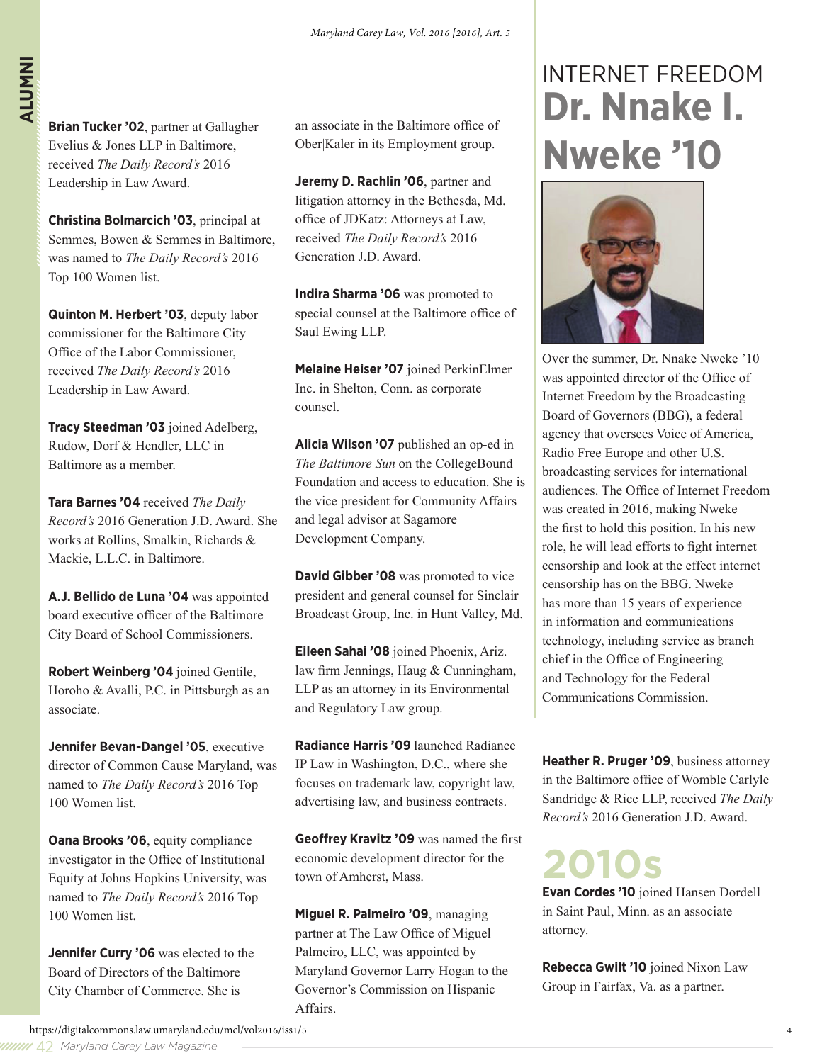**Brian Tucker '02**, partner at Gallagher Evelius & Jones LLP in Baltimore, received *The Daily Record's* 2016 Leadership in Law Award.

**Christina Bolmarcich '03**, principal at Semmes, Bowen & Semmes in Baltimore, was named to *The Daily Record's* 2016 Top 100 Women list.

**Quinton M. Herbert '03**, deputy labor commissioner for the Baltimore City Office of the Labor Commissioner, received *The Daily Record's* 2016 Leadership in Law Award.

**Tracy Steedman '03** joined Adelberg, Rudow, Dorf & Hendler, LLC in Baltimore as a member.

**Tara Barnes '04** received *The Daily Record's* 2016 Generation J.D. Award. She works at Rollins, Smalkin, Richards & Mackie, L.L.C. in Baltimore.

**A.J. Bellido de Luna '04** was appointed board executive officer of the Baltimore City Board of School Commissioners.

**Robert Weinberg '04** joined Gentile, Horoho & Avalli, P.C. in Pittsburgh as an associate.

**Jennifer Bevan-Dangel '05**, executive director of Common Cause Maryland, was named to *The Daily Record's* 2016 Top 100 Women list.

**Oana Brooks '06**, equity compliance investigator in the Office of Institutional Equity at Johns Hopkins University, was named to *The Daily Record's* 2016 Top 100 Women list.

**Jennifer Curry '06** was elected to the Board of Directors of the Baltimore City Chamber of Commerce. She is an associate in the Baltimore office of Ober|Kaler in its Employment group.

**Jeremy D. Rachlin '06**, partner and litigation attorney in the Bethesda, Md. office of JDKatz: Attorneys at Law, received *The Daily Record's* 2016 Generation J.D. Award.

**Indira Sharma '06** was promoted to special counsel at the Baltimore office of Saul Ewing LLP.

**Melaine Heiser '07** joined PerkinElmer Inc. in Shelton, Conn. as corporate counsel.

**Alicia Wilson '07** published an op-ed in *The Baltimore Sun* on the CollegeBound Foundation and access to education. She is the vice president for Community Affairs and legal advisor at Sagamore Development Company.

**David Gibber '08** was promoted to vice president and general counsel for Sinclair Broadcast Group, Inc. in Hunt Valley, Md.

**Eileen Sahai '08** joined Phoenix, Ariz. law firm Jennings, Haug & Cunningham, LLP as an attorney in its Environmental and Regulatory Law group.

**Radiance Harris '09** launched Radiance IP Law in Washington, D.C., where she focuses on trademark law, copyright law, advertising law, and business contracts.

**Geoffrey Kravitz '09** was named the first economic development director for the town of Amherst, Mass.

**Miguel R. Palmeiro '09**, managing partner at The Law Office of Miguel Palmeiro, LLC, was appointed by Maryland Governor Larry Hogan to the Governor's Commission on Hispanic Affairs.

## INTERNET FREEDOM Dr. Nnake I. Nweke '10

Over the summer, Dr. Nnake Nweke '10 was appointed director of the Office of Internet Freedom by the Broadcasting Board of Governors (BBG), a federal agency that oversees Voice of America, Radio Free Europe and other U.S. broadcasting services for international audiences. The Office of Internet Freedom was created in 2016, making Nweke the first to hold this position. In his new role, he will lead efforts to fight internet censorship and look at the effect internet censorship has on the BBG. Nweke has more than 15 years of experience in information and communications technology, including service as branch chief in the Office of Engineering and Technology for the Federal Communications Commission.

**Heather R. Pruger '09**, business attorney in the Baltimore office of Womble Carlyle Sandridge & Rice LLP, received *The Daily Record's* 2016 Generation J.D. Award.

## 2010s

**Evan Cordes '10** joined Hansen Dordell in Saint Paul, Minn. as an associate attorney.

**Rebecca Gwilt '10** joined Nixon Law Group in Fairfax, Va. as a partner.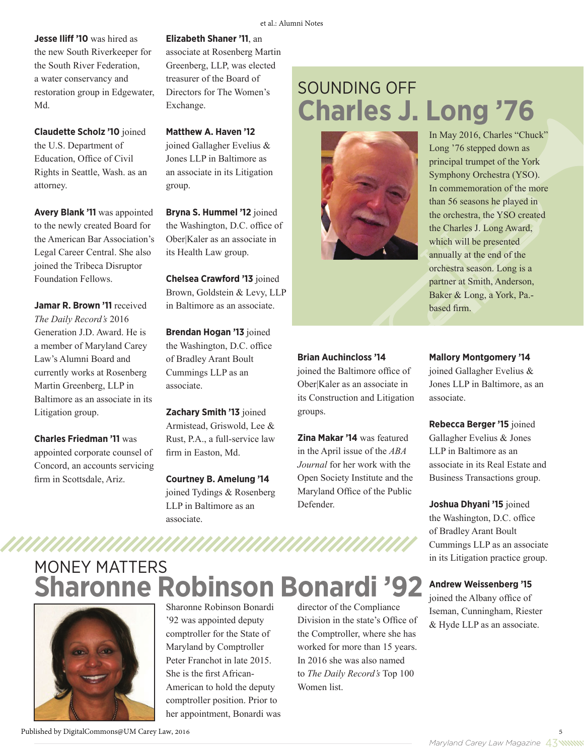**Jesse Iliff '10** was hired as the new South Riverkeeper for the South River Federation, a water conservancy and restoration group in Edgewater, Md.

**Claudette Scholz '10** joined the U.S. Department of Education, Office of Civil Rights in Seattle, Wash. as an attorney.

**Avery Blank '11** was appointed to the newly created Board for the American Bar Association's Legal Career Central. She also joined the Tribeca Disruptor Foundation Fellows.

**Jamar R. Brown '11** received *The Daily Record's* 2016 Generation J.D. Award. He is a member of Maryland Carey Law's Alumni Board and currently works at Rosenberg Martin Greenberg, LLP in Baltimore as an associate in its Litigation group.

**Charles Friedman '11** was appointed corporate counsel of Concord, an accounts servicing firm in Scottsdale, Ariz.

**Elizabeth Shaner '11**, an associate at Rosenberg Martin Greenberg, LLP, was elected treasurer of the Board of Directors for The Women's Exchange.

**Matthew A. Haven '12** joined Gallagher Evelius & Jones LLP in Baltimore as an associate in its Litigation group.

**Bryna S. Hummel '12** joined the Washington, D.C. office of Ober|Kaler as an associate in its Health Law group.

**Chelsea Crawford '13** joined Brown, Goldstein & Levy, LLP in Baltimore as an associate.

**Brendan Hogan '13** joined the Washington, D.C. office of Bradley Arant Boult Cummings LLP as an associate.

**Zachary Smith '13** joined Armistead, Griswold, Lee & Rust, P.A., a full-service law firm in Easton, Md.

**Courtney B. Amelung '14** joined Tydings & Rosenberg LLP in Baltimore as an associate.

## SOUNDING OFF
# Charles J. Long '76

In May 2016, Charles "Chuck" Long '76 stepped down as principal trumpet of the York Symphony Orchestra (YSO). In commemoration of the more than 56 seasons he played in the orchestra, the YSO created the Charles J. Long Award, which will be presented annually at the end of the orchestra season. Long is a partner at Smith, Anderson, Baker & Long, a York, Pa.-based firm.

**Brian Auchincloss '14** joined the Baltimore office of Ober|Kaler as an associate in its Construction and Litigation groups.

**Zina Makar '14** was featured in the April issue of the *ABA Journal* for her work with the Open Society Institute and the Maryland Office of the Public Defender.

**Mallory Montgomery '14** joined Gallagher Evelius & Jones LLP in Baltimore, as an associate.

**Rebecca Berger '15** joined Gallagher Evelius & Jones LLP in Baltimore as an associate in its Real Estate and Business Transactions group.

**Joshua Dhyani '15** joined the Washington, D.C. office of Bradley Arant Boult Cummings LLP as an associate in its Litigation practice group.

**Andrew Weissenberg '15** joined the Albany office of Iseman, Cunningham, Riester & Hyde LLP as an associate.

## MONEY MATTERS
# Sharonne Robinson Bonardi '92

Sharonne Robinson Bonardi '92 was appointed deputy comptroller for the State of Maryland by Comptroller Peter Franchot in late 2015. She is the first African-American to hold the deputy comptroller position. Prior to her appointment, Bonardi was director of the Compliance Division in the state's Office of the Comptroller, where she has worked for more than 15 years. In 2016 she was also named to *The Daily Record's* Top 100 Women list.